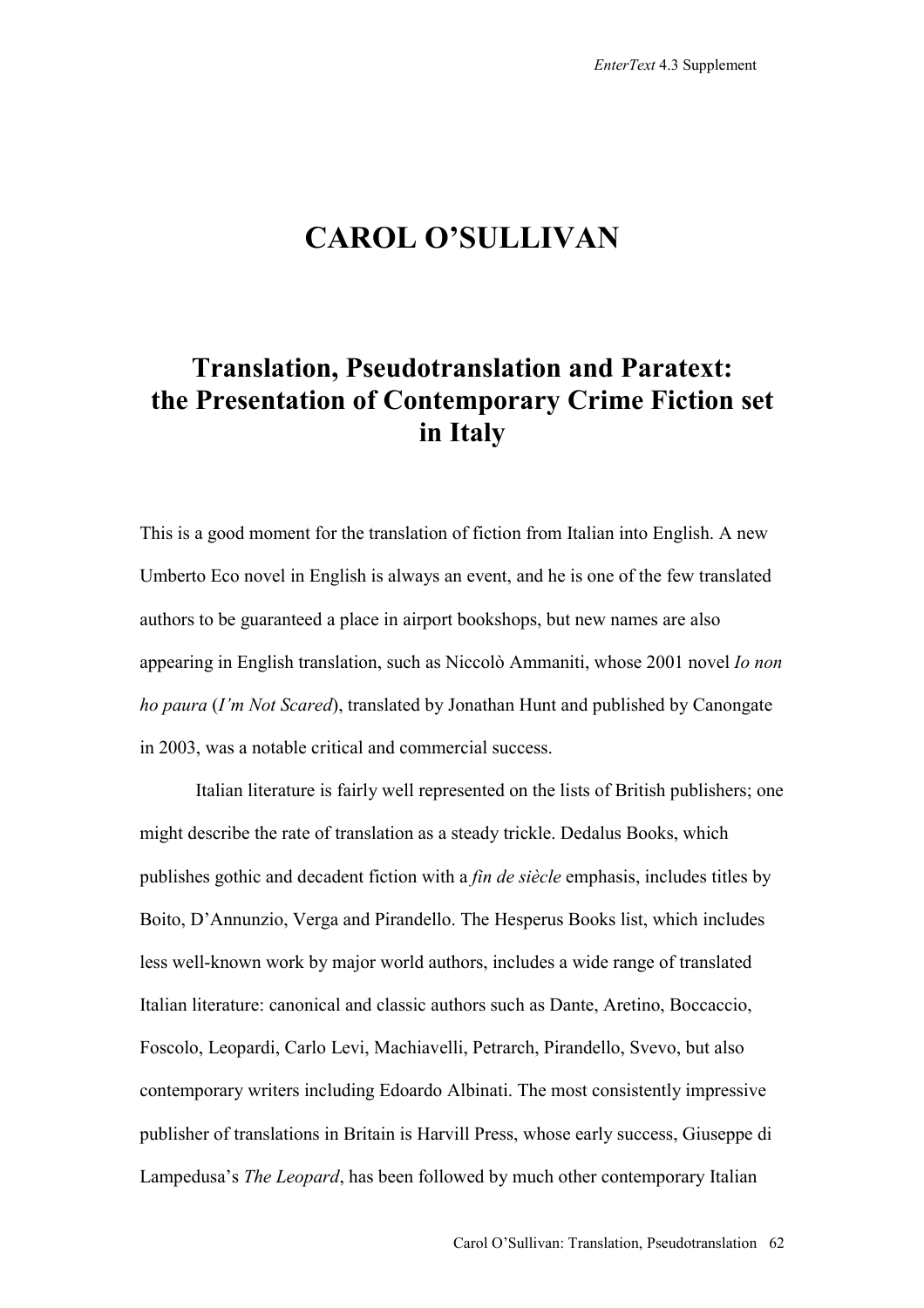# CAROL O'SULLIVAN

## Translation, Pseudotranslation and Paratext: the Presentation of Contemporary Crime Fiction set in Italy

This is a good moment for the translation of fiction from Italian into English. A new Umberto Eco novel in English is always an event, and he is one of the few translated authors to be guaranteed a place in airport bookshops, but new names are also appearing in English translation, such as Niccolò Ammaniti, whose 2001 novel *Io non ho paura* (*I'm Not Scared*), translated by Jonathan Hunt and published by Canongate in 2003, was a notable critical and commercial success.

Italian literature is fairly well represented on the lists of British publishers; one might describe the rate of translation as a steady trickle. Dedalus Books, which publishes gothic and decadent fiction with a *fin de siècle* emphasis, includes titles by Boito, D'Annunzio, Verga and Pirandello. The Hesperus Books list, which includes less well-known work by major world authors, includes a wide range of translated Italian literature: canonical and classic authors such as Dante, Aretino, Boccaccio, Foscolo, Leopardi, Carlo Levi, Machiavelli, Petrarch, Pirandello, Svevo, but also contemporary writers including Edoardo Albinati. The most consistently impressive publisher of translations in Britain is Harvill Press, whose early success, Giuseppe di Lampedusa's *The Leopard*, has been followed by much other contemporary Italian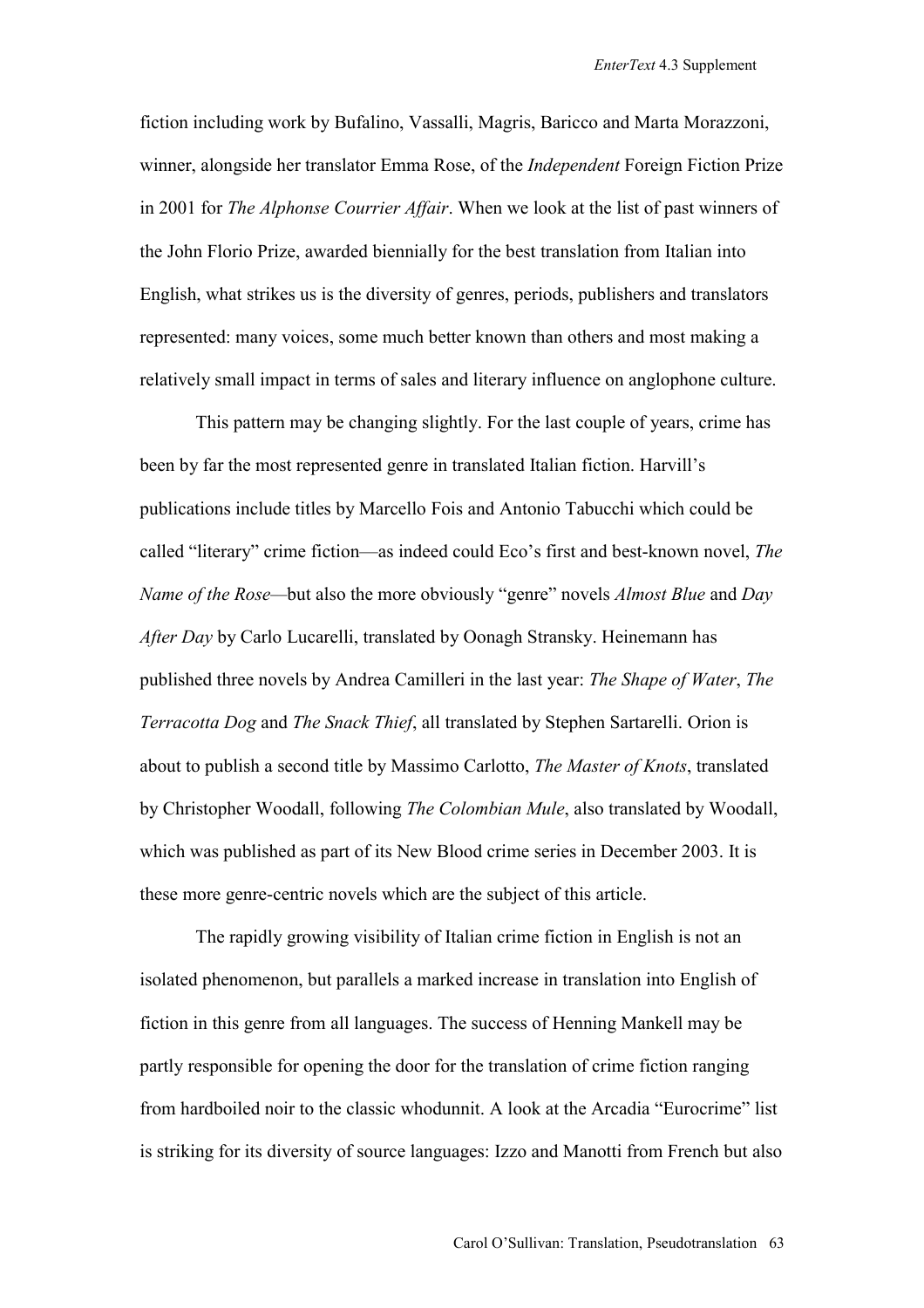fiction including work by Bufalino, Vassalli, Magris, Baricco and Marta Morazzoni, winner, alongside her translator Emma Rose, of the *Independent* Foreign Fiction Prize in 2001 for *The Alphonse Courrier Affair*. When we look at the list of past winners of the John Florio Prize, awarded biennially for the best translation from Italian into English, what strikes us is the diversity of genres, periods, publishers and translators represented: many voices, some much better known than others and most making a relatively small impact in terms of sales and literary influence on anglophone culture.

This pattern may be changing slightly. For the last couple of years, crime has been by far the most represented genre in translated Italian fiction. Harvill's publications include titles by Marcello Fois and Antonio Tabucchi which could be called "literary" crime fiction—as indeed could Eco's first and best-known novel, *The Name of the Rose*—but also the more obviously "genre" novels *Almost Blue* and *Day After Day* by Carlo Lucarelli, translated by Oonagh Stransky. Heinemann has published three novels by Andrea Camilleri in the last year: *The Shape of Water*, *The Terracotta Dog* and *The Snack Thief*, all translated by Stephen Sartarelli. Orion is about to publish a second title by Massimo Carlotto, *The Master of Knots*, translated by Christopher Woodall, following *The Colombian Mule*, also translated by Woodall, which was published as part of its New Blood crime series in December 2003. It is these more genre-centric novels which are the subject of this article.

The rapidly growing visibility of Italian crime fiction in English is not an isolated phenomenon, but parallels a marked increase in translation into English of fiction in this genre from all languages. The success of Henning Mankell may be partly responsible for opening the door for the translation of crime fiction ranging from hardboiled noir to the classic whodunnit. A look at the Arcadia "Eurocrime" list is striking for its diversity of source languages: Izzo and Manotti from French but also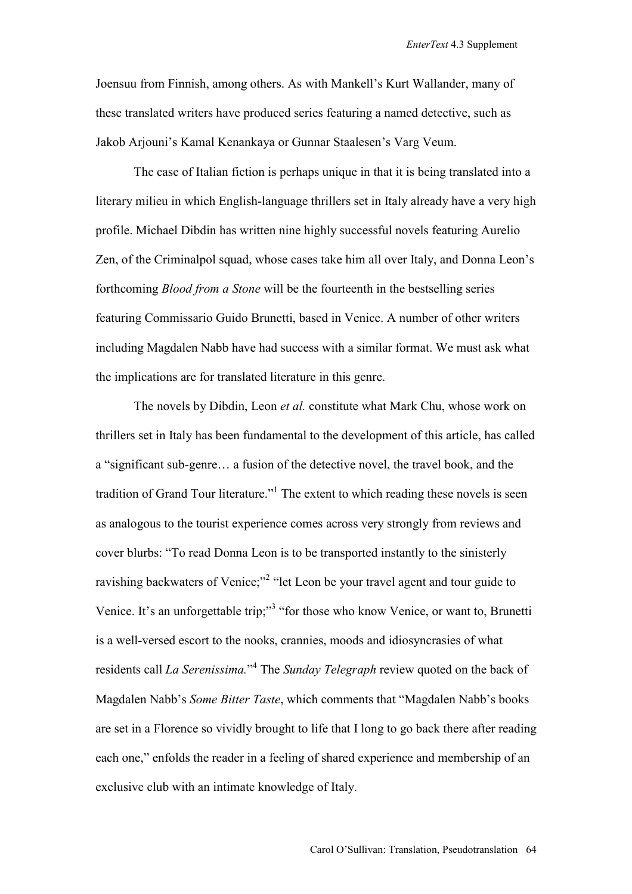Joensuu from Finnish, among others. As with Mankell's Kurt Wallander, many of these translated writers have produced series featuring a named detective, such as Jakob Arjouni's Kamal Kenankaya or Gunnar Staalesen's Varg Veum.

The case of Italian fiction is perhaps unique in that it is being translated into a literary milieu in which English-language thrillers set in Italy already have a very high profile. Michael Dibdin has written nine highly successful novels featuring Aurelio Zen, of the Criminalpol squad, whose cases take him all over Italy, and Donna Leon's forthcoming *Blood from a Stone* will be the fourteenth in the bestselling series featuring Commissario Guido Brunetti, based in Venice. A number of other writers including Magdalen Nabb have had success with a similar format. We must ask what the implications are for translated literature in this genre.

The novels by Dibdin, Leon *et al.* constitute what Mark Chu, whose work on thrillers set in Italy has been fundamental to the development of this article, has called a "significant sub-genre… a fusion of the detective novel, the travel book, and the tradition of Grand Tour literature."[1] The extent to which reading these novels is seen as analogous to the tourist experience comes across very strongly from reviews and cover blurbs: "To read Donna Leon is to be transported instantly to the sinisterly ravishing backwaters of Venice;"[2] "let Leon be your travel agent and tour guide to Venice. It's an unforgettable trip;"[3] "for those who know Venice, or want to, Brunetti is a well-versed escort to the nooks, crannies, moods and idiosyncrasies of what residents call *La Serenissima.*"[4] The *Sunday Telegraph* review quoted on the back of Magdalen Nabb's *Some Bitter Taste*, which comments that "Magdalen Nabb's books are set in a Florence so vividly brought to life that I long to go back there after reading each one," enfolds the reader in a feeling of shared experience and membership of an exclusive club with an intimate knowledge of Italy.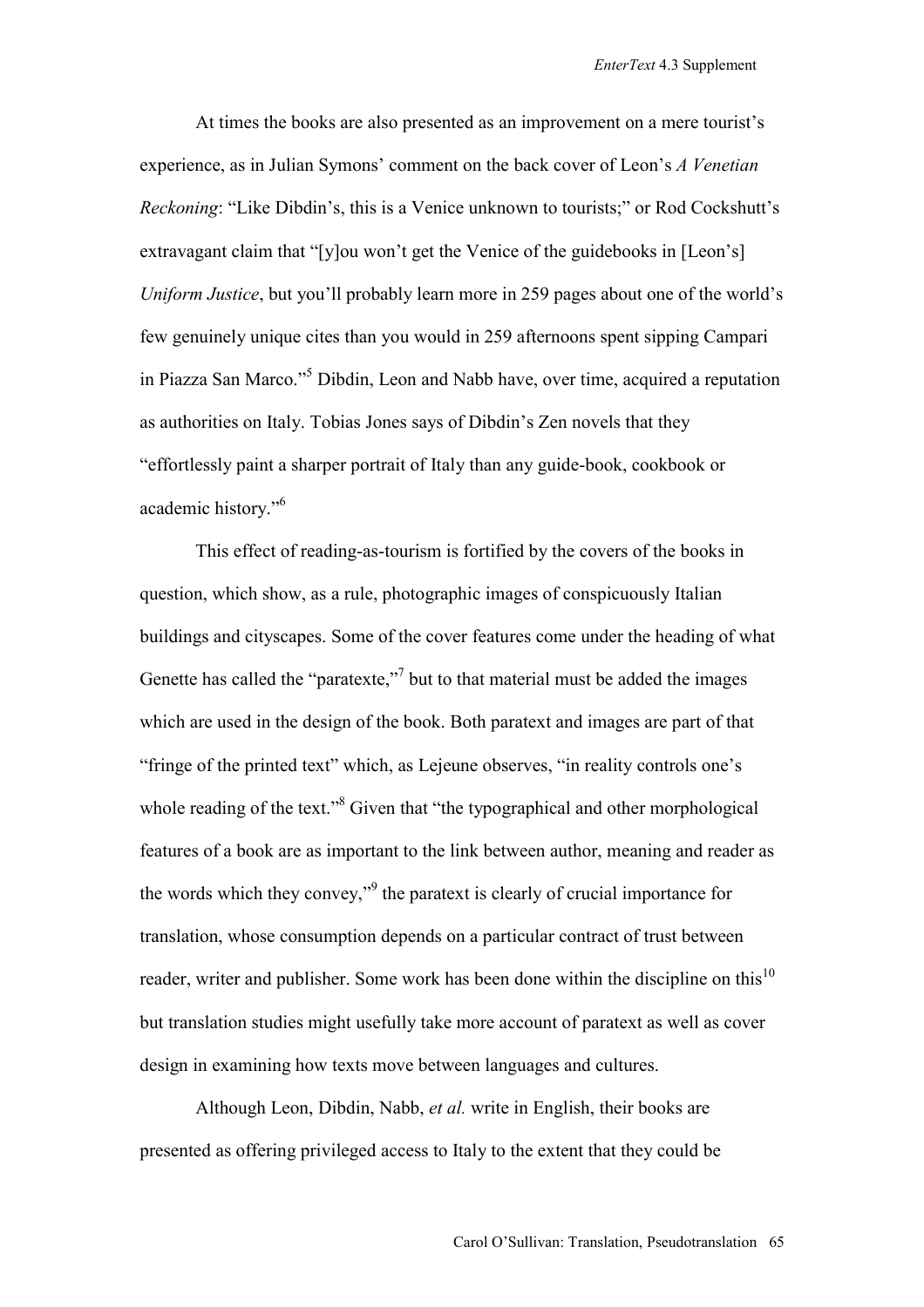At times the books are also presented as an improvement on a mere tourist's experience, as in Julian Symons' comment on the back cover of Leon's *A Venetian Reckoning*: "Like Dibdin's, this is a Venice unknown to tourists;" or Rod Cockshutt's extravagant claim that "[y]ou won't get the Venice of the guidebooks in [Leon's] *Uniform Justice*, but you'll probably learn more in 259 pages about one of the world's few genuinely unique cites than you would in 259 afternoons spent sipping Campari in Piazza San Marco."[5] Dibdin, Leon and Nabb have, over time, acquired a reputation as authorities on Italy. Tobias Jones says of Dibdin's Zen novels that they "effortlessly paint a sharper portrait of Italy than any guide-book, cookbook or academic history."[6]

This effect of reading-as-tourism is fortified by the covers of the books in question, which show, as a rule, photographic images of conspicuously Italian buildings and cityscapes. Some of the cover features come under the heading of what Genette has called the "paratexte,"[7] but to that material must be added the images which are used in the design of the book. Both paratext and images are part of that "fringe of the printed text" which, as Lejeune observes, "in reality controls one's whole reading of the text."[8] Given that "the typographical and other morphological features of a book are as important to the link between author, meaning and reader as the words which they convey,"[9] the paratext is clearly of crucial importance for translation, whose consumption depends on a particular contract of trust between reader, writer and publisher. Some work has been done within the discipline on this[10] but translation studies might usefully take more account of paratext as well as cover design in examining how texts move between languages and cultures.

Although Leon, Dibdin, Nabb, *et al.* write in English, their books are presented as offering privileged access to Italy to the extent that they could be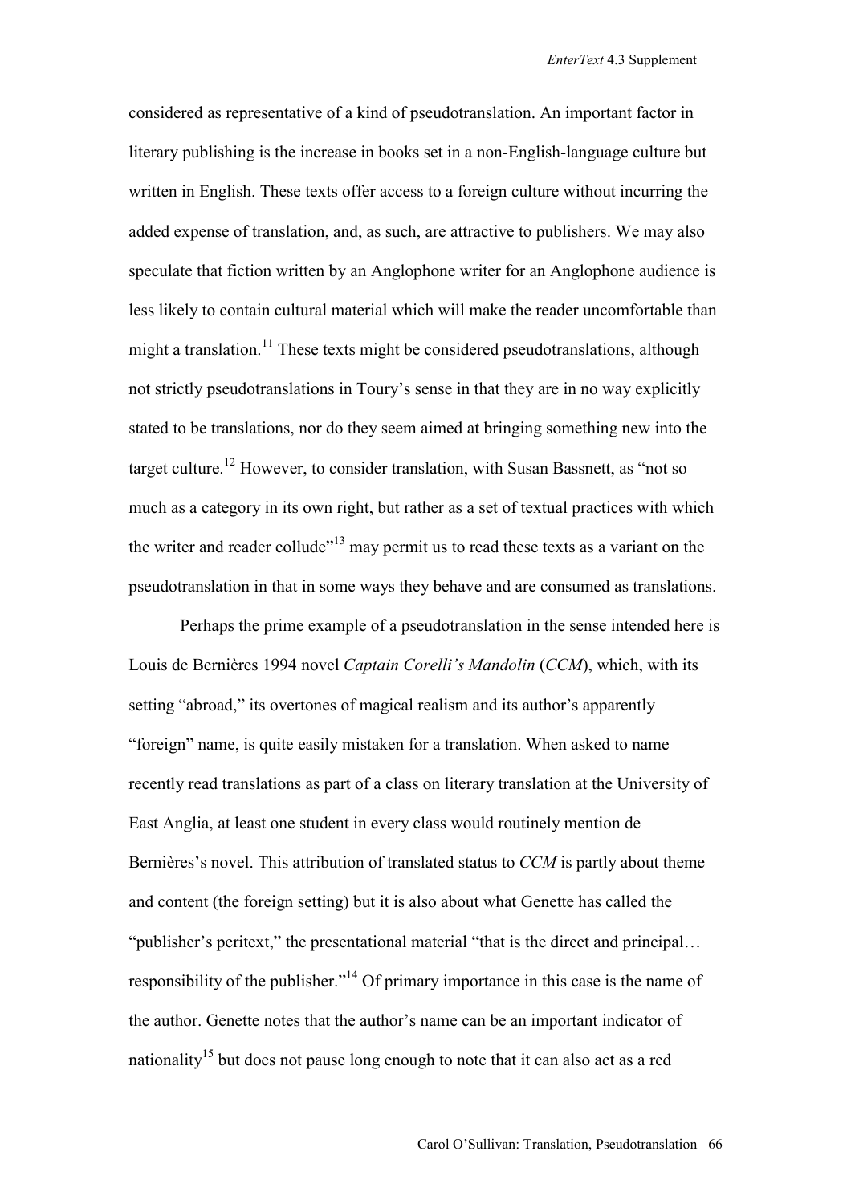considered as representative of a kind of pseudotranslation. An important factor in literary publishing is the increase in books set in a non-English-language culture but written in English. These texts offer access to a foreign culture without incurring the added expense of translation, and, as such, are attractive to publishers. We may also speculate that fiction written by an Anglophone writer for an Anglophone audience is less likely to contain cultural material which will make the reader uncomfortable than might a translation.[11] These texts might be considered pseudotranslations, although not strictly pseudotranslations in Toury's sense in that they are in no way explicitly stated to be translations, nor do they seem aimed at bringing something new into the target culture.[12] However, to consider translation, with Susan Bassnett, as "not so much as a category in its own right, but rather as a set of textual practices with which the writer and reader collude"[13] may permit us to read these texts as a variant on the pseudotranslation in that in some ways they behave and are consumed as translations.

Perhaps the prime example of a pseudotranslation in the sense intended here is Louis de Bernières 1994 novel *Captain Corelli's Mandolin* (*CCM*), which, with its setting "abroad," its overtones of magical realism and its author's apparently "foreign" name, is quite easily mistaken for a translation. When asked to name recently read translations as part of a class on literary translation at the University of East Anglia, at least one student in every class would routinely mention de Bernières's novel. This attribution of translated status to *CCM* is partly about theme and content (the foreign setting) but it is also about what Genette has called the "publisher's peritext," the presentational material "that is the direct and principal… responsibility of the publisher."[14] Of primary importance in this case is the name of the author. Genette notes that the author's name can be an important indicator of nationality[15] but does not pause long enough to note that it can also act as a red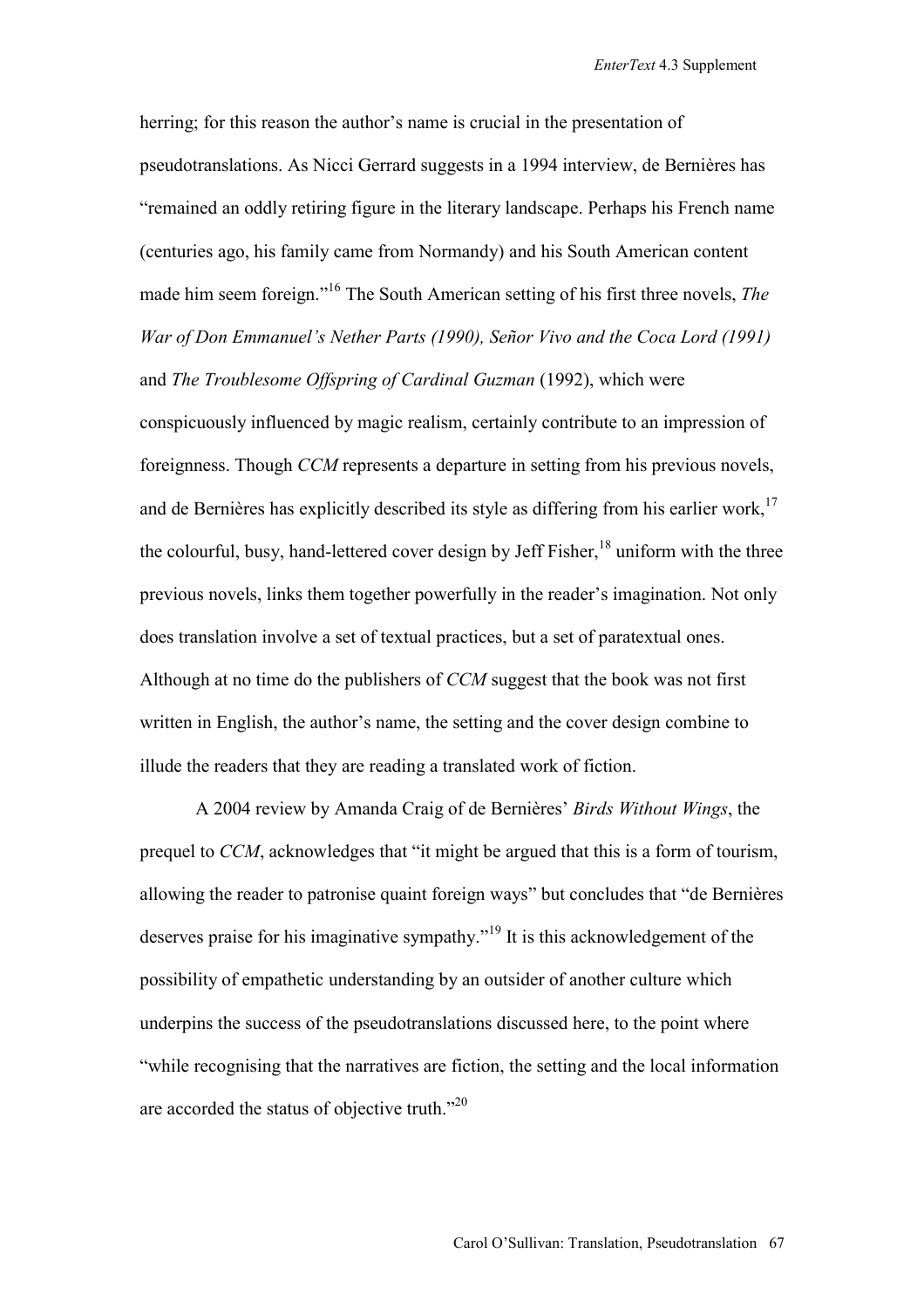herring; for this reason the author's name is crucial in the presentation of pseudotranslations. As Nicci Gerrard suggests in a 1994 interview, de Bernières has "remained an oddly retiring figure in the literary landscape. Perhaps his French name (centuries ago, his family came from Normandy) and his South American content made him seem foreign."[16] The South American setting of his first three novels, *The War of Don Emmanuel's Nether Parts (1990), Señor Vivo and the Coca Lord (1991)* and *The Troublesome Offspring of Cardinal Guzman* (1992), which were conspicuously influenced by magic realism, certainly contribute to an impression of foreignness. Though *CCM* represents a departure in setting from his previous novels, and de Bernières has explicitly described its style as differing from his earlier work,[17] the colourful, busy, hand-lettered cover design by Jeff Fisher,[18] uniform with the three previous novels, links them together powerfully in the reader's imagination. Not only does translation involve a set of textual practices, but a set of paratextual ones. Although at no time do the publishers of *CCM* suggest that the book was not first written in English, the author's name, the setting and the cover design combine to illude the readers that they are reading a translated work of fiction.

A 2004 review by Amanda Craig of de Bernières' *Birds Without Wings*, the prequel to *CCM*, acknowledges that "it might be argued that this is a form of tourism, allowing the reader to patronise quaint foreign ways" but concludes that "de Bernières deserves praise for his imaginative sympathy."[19] It is this acknowledgement of the possibility of empathetic understanding by an outsider of another culture which underpins the success of the pseudotranslations discussed here, to the point where "while recognising that the narratives are fiction, the setting and the local information are accorded the status of objective truth."[20]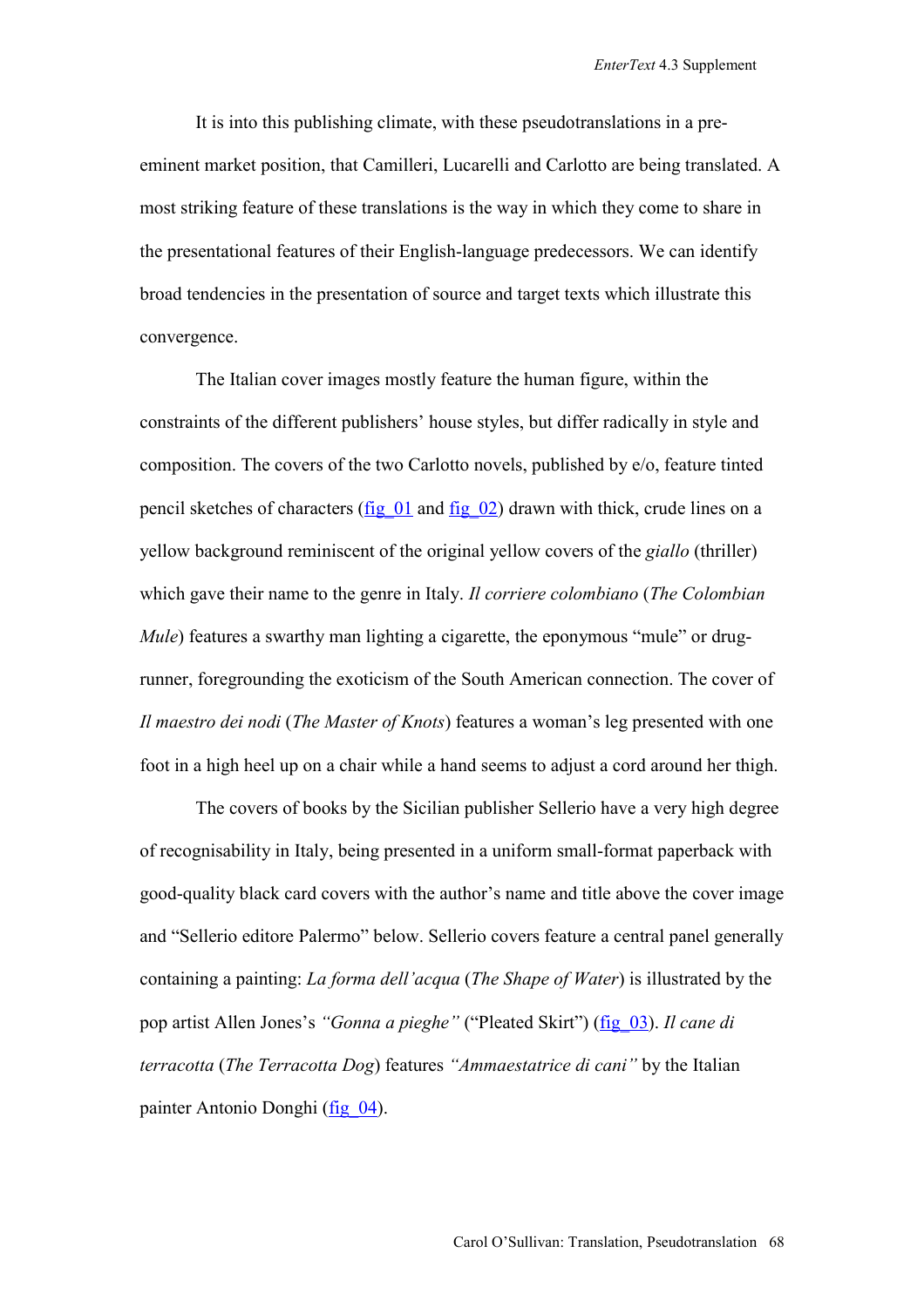It is into this publishing climate, with these pseudotranslations in a pre-eminent market position, that Camilleri, Lucarelli and Carlotto are being translated. A most striking feature of these translations is the way in which they come to share in the presentational features of their English-language predecessors. We can identify broad tendencies in the presentation of source and target texts which illustrate this convergence.

The Italian cover images mostly feature the human figure, within the constraints of the different publishers' house styles, but differ radically in style and composition. The covers of the two Carlotto novels, published by e/o, feature tinted pencil sketches of characters (fig_01 and fig_02) drawn with thick, crude lines on a yellow background reminiscent of the original yellow covers of the *giallo* (thriller) which gave their name to the genre in Italy. *Il corriere colombiano* (*The Colombian Mule*) features a swarthy man lighting a cigarette, the eponymous "mule" or drug-runner, foregrounding the exoticism of the South American connection. The cover of *Il maestro dei nodi* (*The Master of Knots*) features a woman's leg presented with one foot in a high heel up on a chair while a hand seems to adjust a cord around her thigh.

The covers of books by the Sicilian publisher Sellerio have a very high degree of recognisability in Italy, being presented in a uniform small-format paperback with good-quality black card covers with the author's name and title above the cover image and "Sellerio editore Palermo" below. Sellerio covers feature a central panel generally containing a painting: *La forma dell'acqua* (*The Shape of Water*) is illustrated by the pop artist Allen Jones's *"Gonna a pieghe"* ("Pleated Skirt") (fig_03). *Il cane di terracotta* (*The Terracotta Dog*) features *"Ammaestatrice di cani"* by the Italian painter Antonio Donghi (fig_04).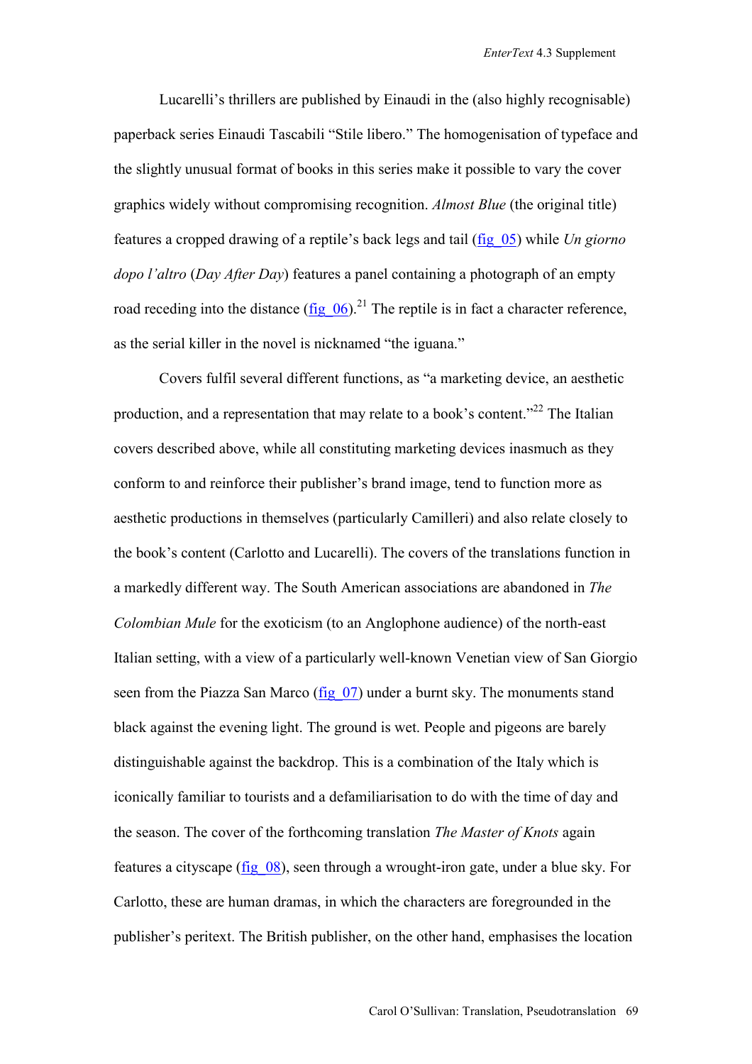Lucarelli's thrillers are published by Einaudi in the (also highly recognisable) paperback series Einaudi Tascabili "Stile libero." The homogenisation of typeface and the slightly unusual format of books in this series make it possible to vary the cover graphics widely without compromising recognition. *Almost Blue* (the original title) features a cropped drawing of a reptile's back legs and tail (fig_05) while *Un giorno dopo l'altro* (*Day After Day*) features a panel containing a photograph of an empty road receding into the distance (fig_06).[21] The reptile is in fact a character reference, as the serial killer in the novel is nicknamed "the iguana."

Covers fulfil several different functions, as "a marketing device, an aesthetic production, and a representation that may relate to a book's content."[22] The Italian covers described above, while all constituting marketing devices inasmuch as they conform to and reinforce their publisher's brand image, tend to function more as aesthetic productions in themselves (particularly Camilleri) and also relate closely to the book's content (Carlotto and Lucarelli). The covers of the translations function in a markedly different way. The South American associations are abandoned in *The Colombian Mule* for the exoticism (to an Anglophone audience) of the north-east Italian setting, with a view of a particularly well-known Venetian view of San Giorgio seen from the Piazza San Marco (fig_07) under a burnt sky. The monuments stand black against the evening light. The ground is wet. People and pigeons are barely distinguishable against the backdrop. This is a combination of the Italy which is iconically familiar to tourists and a defamiliarisation to do with the time of day and the season. The cover of the forthcoming translation *The Master of Knots* again features a cityscape (fig_08), seen through a wrought-iron gate, under a blue sky. For Carlotto, these are human dramas, in which the characters are foregrounded in the publisher's peritext. The British publisher, on the other hand, emphasises the location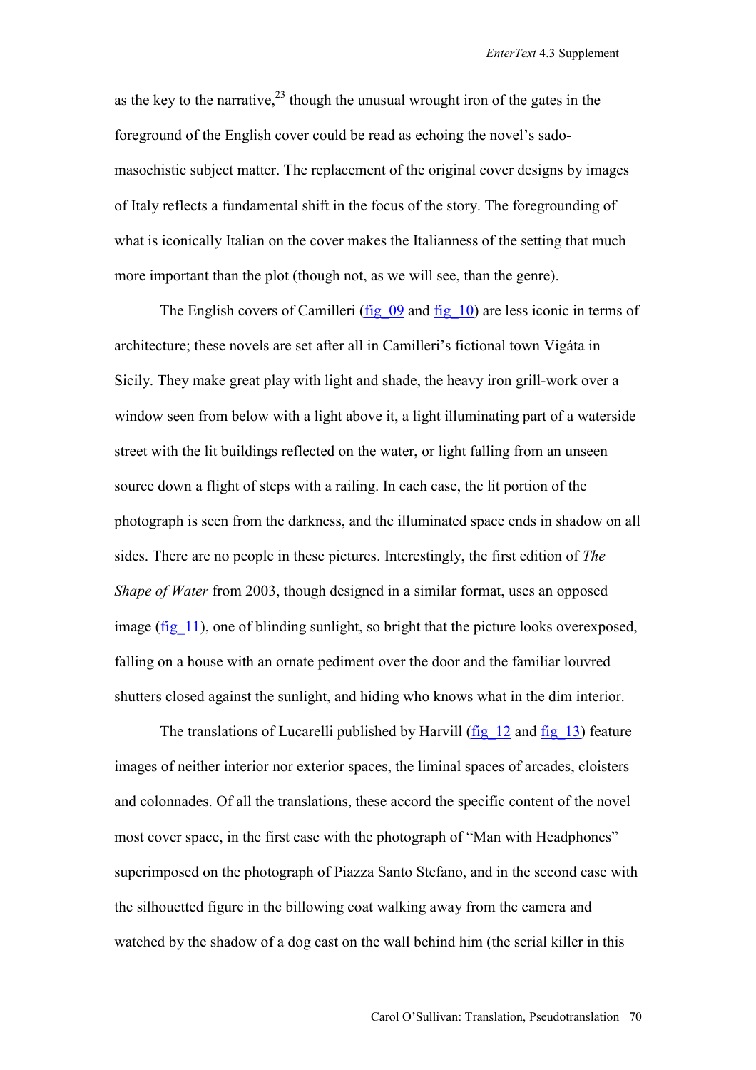as the key to the narrative,[23] though the unusual wrought iron of the gates in the foreground of the English cover could be read as echoing the novel's sado-masochistic subject matter. The replacement of the original cover designs by images of Italy reflects a fundamental shift in the focus of the story. The foregrounding of what is iconically Italian on the cover makes the Italianness of the setting that much more important than the plot (though not, as we will see, than the genre).

The English covers of Camilleri (fig_09 and fig_10) are less iconic in terms of architecture; these novels are set after all in Camilleri's fictional town Vigáta in Sicily. They make great play with light and shade, the heavy iron grill-work over a window seen from below with a light above it, a light illuminating part of a waterside street with the lit buildings reflected on the water, or light falling from an unseen source down a flight of steps with a railing. In each case, the lit portion of the photograph is seen from the darkness, and the illuminated space ends in shadow on all sides. There are no people in these pictures. Interestingly, the first edition of *The Shape of Water* from 2003, though designed in a similar format, uses an opposed image (fig_11), one of blinding sunlight, so bright that the picture looks overexposed, falling on a house with an ornate pediment over the door and the familiar louvred shutters closed against the sunlight, and hiding who knows what in the dim interior.

The translations of Lucarelli published by Harvill (fig_12 and fig_13) feature images of neither interior nor exterior spaces, the liminal spaces of arcades, cloisters and colonnades. Of all the translations, these accord the specific content of the novel most cover space, in the first case with the photograph of "Man with Headphones" superimposed on the photograph of Piazza Santo Stefano, and in the second case with the silhouetted figure in the billowing coat walking away from the camera and watched by the shadow of a dog cast on the wall behind him (the serial killer in this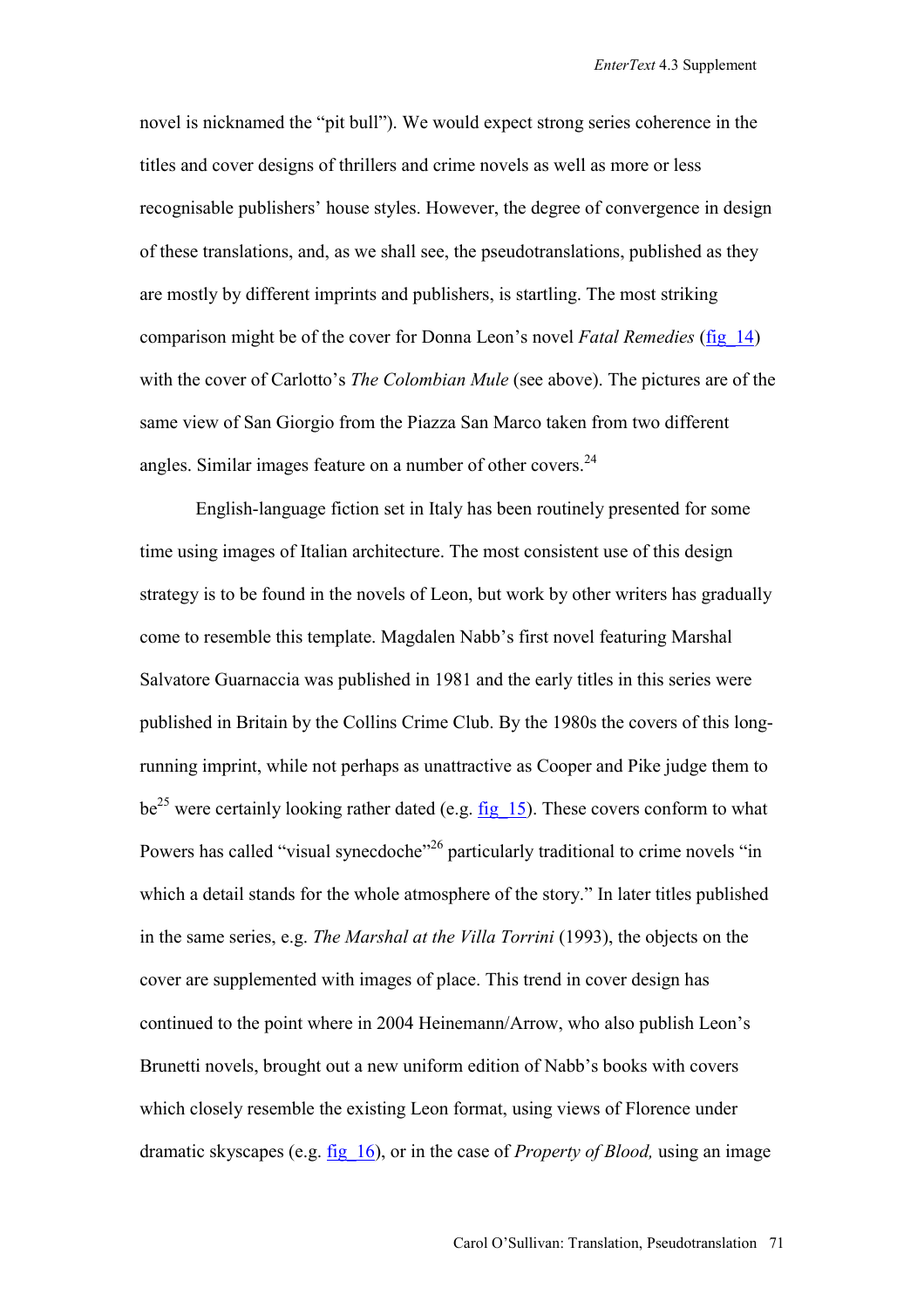novel is nicknamed the "pit bull"). We would expect strong series coherence in the titles and cover designs of thrillers and crime novels as well as more or less recognisable publishers' house styles. However, the degree of convergence in design of these translations, and, as we shall see, the pseudotranslations, published as they are mostly by different imprints and publishers, is startling. The most striking comparison might be of the cover for Donna Leon's novel *Fatal Remedies* (fig 14) with the cover of Carlotto's *The Colombian Mule* (see above). The pictures are of the same view of San Giorgio from the Piazza San Marco taken from two different angles. Similar images feature on a number of other covers.[24]

English-language fiction set in Italy has been routinely presented for some time using images of Italian architecture. The most consistent use of this design strategy is to be found in the novels of Leon, but work by other writers has gradually come to resemble this template. Magdalen Nabb's first novel featuring Marshal Salvatore Guarnaccia was published in 1981 and the early titles in this series were published in Britain by the Collins Crime Club. By the 1980s the covers of this long-running imprint, while not perhaps as unattractive as Cooper and Pike judge them to be[25] were certainly looking rather dated (e.g. fig 15). These covers conform to what Powers has called "visual synecdoche"[26] particularly traditional to crime novels "in which a detail stands for the whole atmosphere of the story." In later titles published in the same series, e.g. *The Marshal at the Villa Torrini* (1993), the objects on the cover are supplemented with images of place. This trend in cover design has continued to the point where in 2004 Heinemann/Arrow, who also publish Leon's Brunetti novels, brought out a new uniform edition of Nabb's books with covers which closely resemble the existing Leon format, using views of Florence under dramatic skyscapes (e.g. fig 16), or in the case of *Property of Blood,* using an image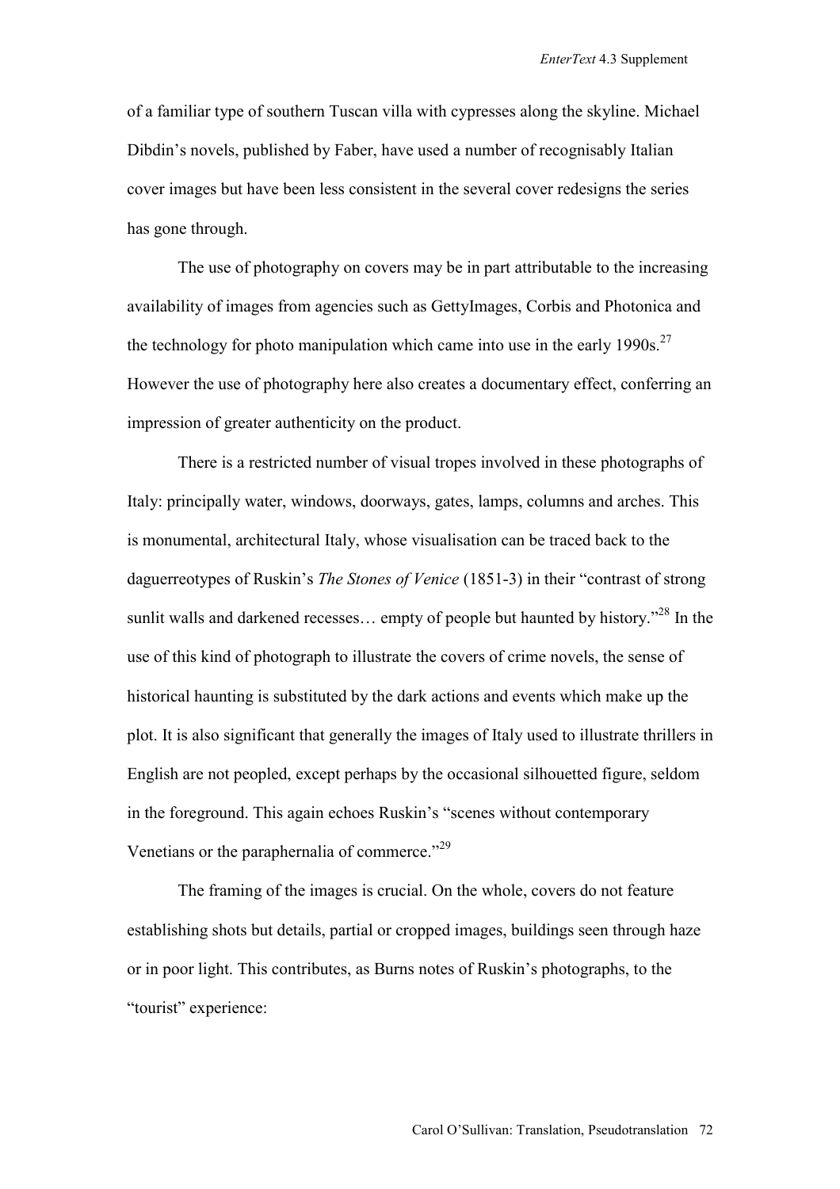of a familiar type of southern Tuscan villa with cypresses along the skyline. Michael Dibdin's novels, published by Faber, have used a number of recognisably Italian cover images but have been less consistent in the several cover redesigns the series has gone through.

The use of photography on covers may be in part attributable to the increasing availability of images from agencies such as GettyImages, Corbis and Photonica and the technology for photo manipulation which came into use in the early 1990s.[27] However the use of photography here also creates a documentary effect, conferring an impression of greater authenticity on the product.

There is a restricted number of visual tropes involved in these photographs of Italy: principally water, windows, doorways, gates, lamps, columns and arches. This is monumental, architectural Italy, whose visualisation can be traced back to the daguerreotypes of Ruskin's *The Stones of Venice* (1851-3) in their "contrast of strong sunlit walls and darkened recesses… empty of people but haunted by history."[28] In the use of this kind of photograph to illustrate the covers of crime novels, the sense of historical haunting is substituted by the dark actions and events which make up the plot. It is also significant that generally the images of Italy used to illustrate thrillers in English are not peopled, except perhaps by the occasional silhouetted figure, seldom in the foreground. This again echoes Ruskin's "scenes without contemporary Venetians or the paraphernalia of commerce."[29]

The framing of the images is crucial. On the whole, covers do not feature establishing shots but details, partial or cropped images, buildings seen through haze or in poor light. This contributes, as Burns notes of Ruskin's photographs, to the "tourist" experience: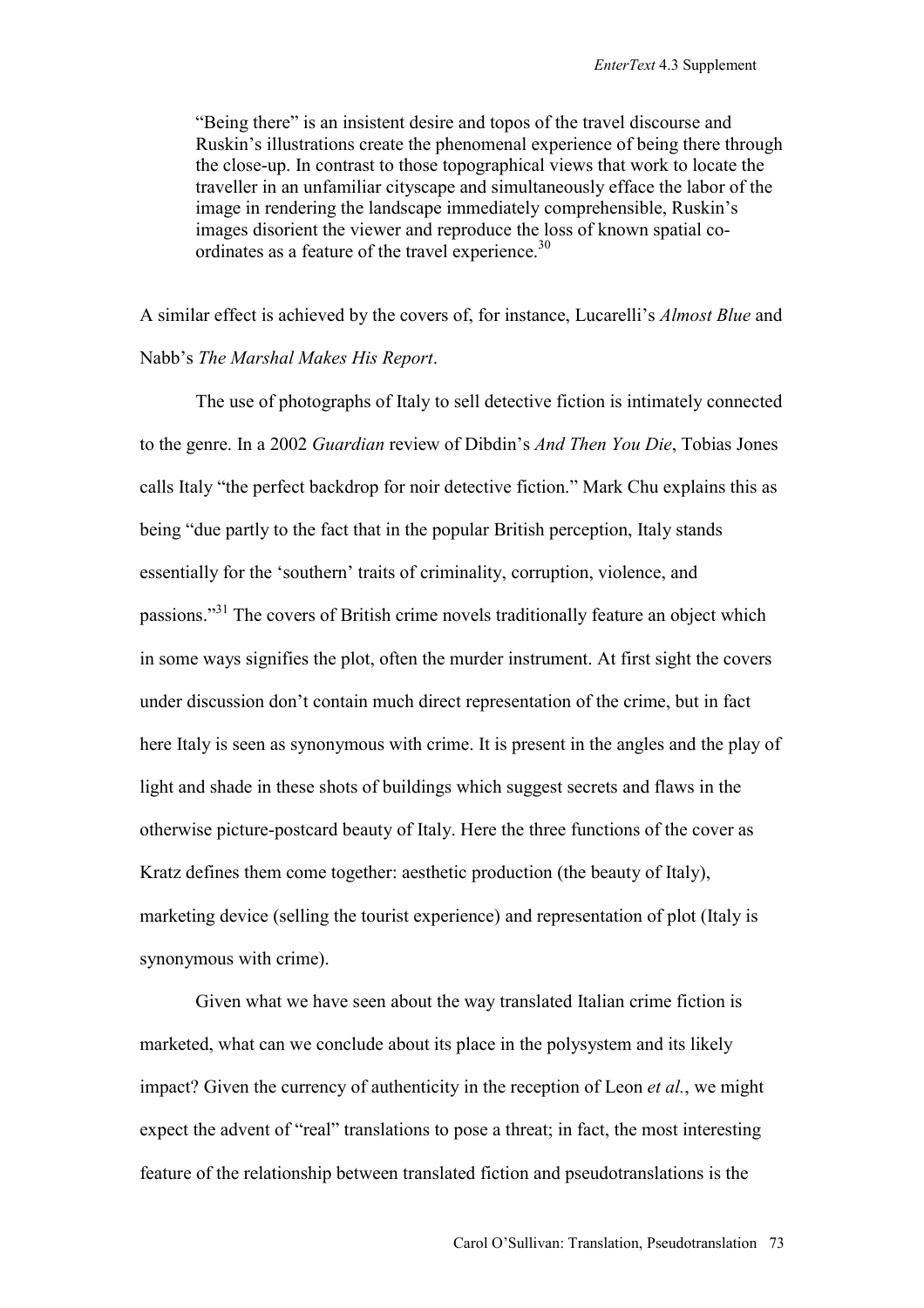> "Being there" is an insistent desire and topos of the travel discourse and Ruskin's illustrations create the phenomenal experience of being there through the close-up. In contrast to those topographical views that work to locate the traveller in an unfamiliar cityscape and simultaneously efface the labor of the image in rendering the landscape immediately comprehensible, Ruskin's images disorient the viewer and reproduce the loss of known spatial co-ordinates as a feature of the travel experience.[30]

A similar effect is achieved by the covers of, for instance, Lucarelli's *Almost Blue* and Nabb's *The Marshal Makes His Report*.

The use of photographs of Italy to sell detective fiction is intimately connected to the genre. In a 2002 *Guardian* review of Dibdin's *And Then You Die*, Tobias Jones calls Italy "the perfect backdrop for noir detective fiction." Mark Chu explains this as being "due partly to the fact that in the popular British perception, Italy stands essentially for the 'southern' traits of criminality, corruption, violence, and passions."[31] The covers of British crime novels traditionally feature an object which in some ways signifies the plot, often the murder instrument. At first sight the covers under discussion don't contain much direct representation of the crime, but in fact here Italy is seen as synonymous with crime. It is present in the angles and the play of light and shade in these shots of buildings which suggest secrets and flaws in the otherwise picture-postcard beauty of Italy. Here the three functions of the cover as Kratz defines them come together: aesthetic production (the beauty of Italy), marketing device (selling the tourist experience) and representation of plot (Italy is synonymous with crime).

Given what we have seen about the way translated Italian crime fiction is marketed, what can we conclude about its place in the polysystem and its likely impact? Given the currency of authenticity in the reception of Leon *et al.*, we might expect the advent of "real" translations to pose a threat; in fact, the most interesting feature of the relationship between translated fiction and pseudotranslations is the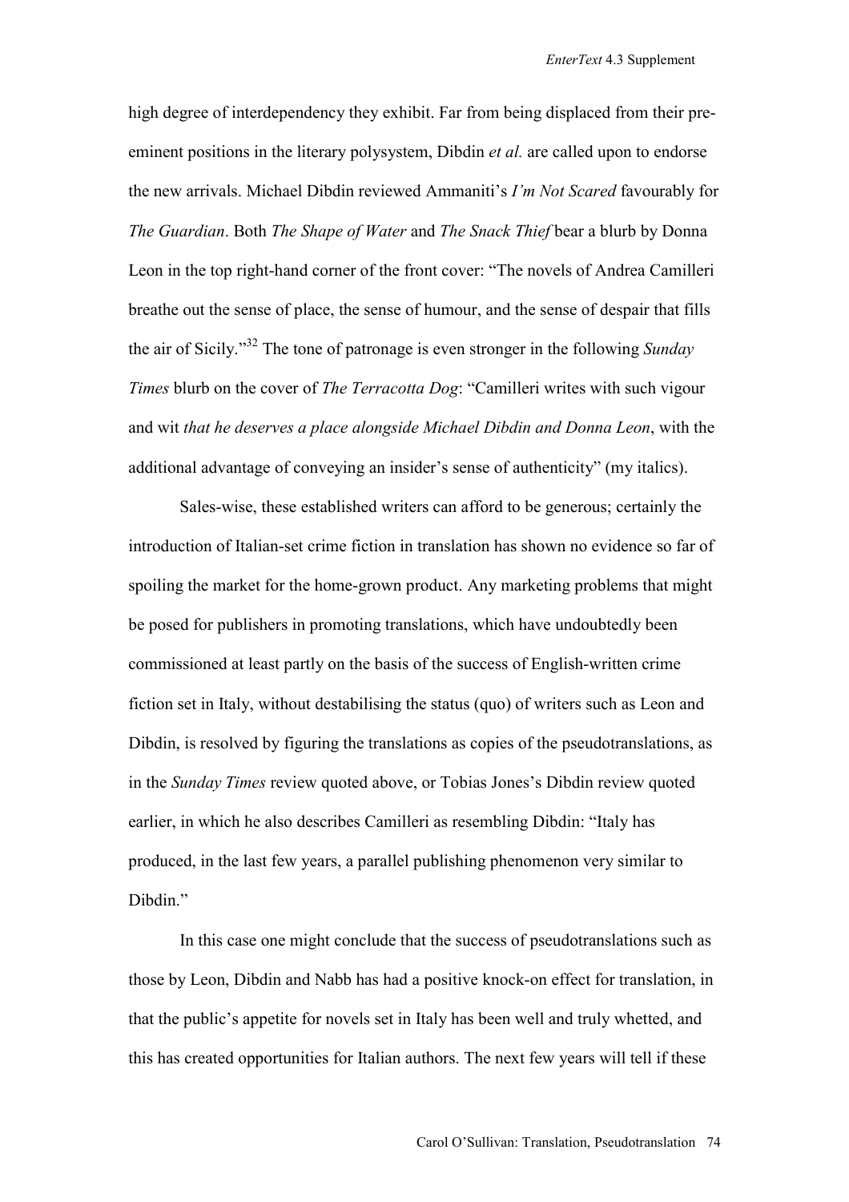high degree of interdependency they exhibit. Far from being displaced from their pre-eminent positions in the literary polysystem, Dibdin *et al.* are called upon to endorse the new arrivals. Michael Dibdin reviewed Ammaniti's *I'm Not Scared* favourably for *The Guardian*. Both *The Shape of Water* and *The Snack Thief* bear a blurb by Donna Leon in the top right-hand corner of the front cover: "The novels of Andrea Camilleri breathe out the sense of place, the sense of humour, and the sense of despair that fills the air of Sicily."[32] The tone of patronage is even stronger in the following *Sunday Times* blurb on the cover of *The Terracotta Dog*: "Camilleri writes with such vigour and wit *that he deserves a place alongside Michael Dibdin and Donna Leon*, with the additional advantage of conveying an insider's sense of authenticity" (my italics).

Sales-wise, these established writers can afford to be generous; certainly the introduction of Italian-set crime fiction in translation has shown no evidence so far of spoiling the market for the home-grown product. Any marketing problems that might be posed for publishers in promoting translations, which have undoubtedly been commissioned at least partly on the basis of the success of English-written crime fiction set in Italy, without destabilising the status (quo) of writers such as Leon and Dibdin, is resolved by figuring the translations as copies of the pseudotranslations, as in the *Sunday Times* review quoted above, or Tobias Jones's Dibdin review quoted earlier, in which he also describes Camilleri as resembling Dibdin: "Italy has produced, in the last few years, a parallel publishing phenomenon very similar to Dibdin."

In this case one might conclude that the success of pseudotranslations such as those by Leon, Dibdin and Nabb has had a positive knock-on effect for translation, in that the public's appetite for novels set in Italy has been well and truly whetted, and this has created opportunities for Italian authors. The next few years will tell if these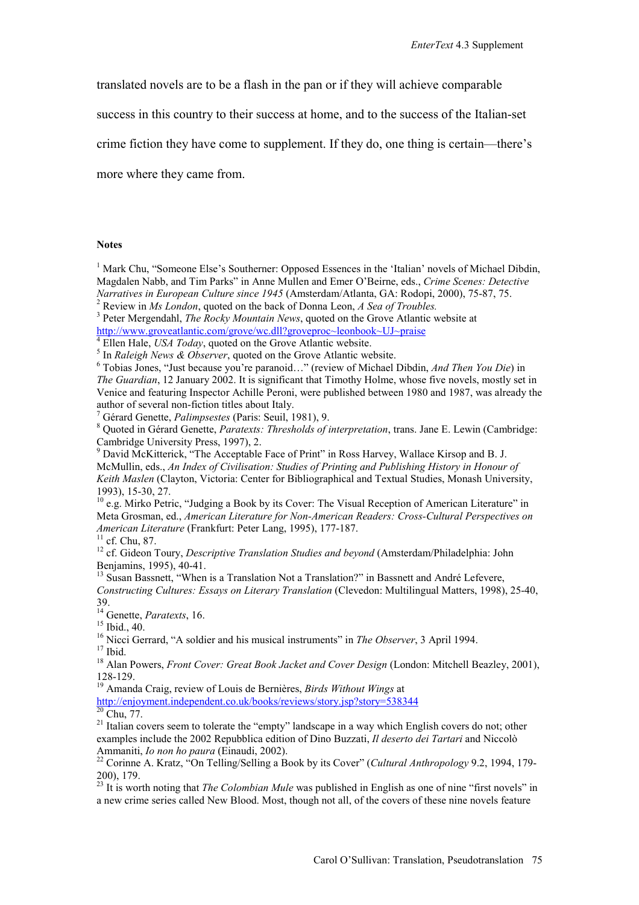translated novels are to be a flash in the pan or if they will achieve comparable success in this country to their success at home, and to the success of the Italian-set crime fiction they have come to supplement. If they do, one thing is certain—there's more where they came from.

**Notes**

[1] Mark Chu, "Someone Else's Southerner: Opposed Essences in the 'Italian' novels of Michael Dibdin, Magdalen Nabb, and Tim Parks" in Anne Mullen and Emer O'Beirne, eds., *Crime Scenes: Detective Narratives in European Culture since 1945* (Amsterdam/Atlanta, GA: Rodopi, 2000), 75-87, 75.
[2] Review in *Ms London*, quoted on the back of Donna Leon, *A Sea of Troubles.*
[3] Peter Mergendahl, *The Rocky Mountain News*, quoted on the Grove Atlantic website at http://www.groveatlantic.com/grove/wc.dll?groveproc~leonbook~UJ~praise
[4] Ellen Hale, *USA Today*, quoted on the Grove Atlantic website.
[5] In *Raleigh News & Observer*, quoted on the Grove Atlantic website.
[6] Tobias Jones, "Just because you're paranoid…" (review of Michael Dibdin, *And Then You Die*) in *The Guardian*, 12 January 2002. It is significant that Timothy Holme, whose five novels, mostly set in Venice and featuring Inspector Achille Peroni, were published between 1980 and 1987, was already the author of several non-fiction titles about Italy.
[7] Gérard Genette, *Palimpsestes* (Paris: Seuil, 1981), 9.
[8] Quoted in Gérard Genette, *Paratexts: Thresholds of interpretation*, trans. Jane E. Lewin (Cambridge: Cambridge University Press, 1997), 2.
[9] David McKitterick, "The Acceptable Face of Print" in Ross Harvey, Wallace Kirsop and B. J. McMullin, eds., *An Index of Civilisation: Studies of Printing and Publishing History in Honour of Keith Maslen* (Clayton, Victoria: Center for Bibliographical and Textual Studies, Monash University, 1993), 15-30, 27.
[10] e.g. Mirko Petric, "Judging a Book by its Cover: The Visual Reception of American Literature" in Meta Grosman, ed., *American Literature for Non-American Readers: Cross-Cultural Perspectives on American Literature* (Frankfurt: Peter Lang, 1995), 177-187.
[11] cf. Chu, 87.
[12] cf. Gideon Toury, *Descriptive Translation Studies and beyond* (Amsterdam/Philadelphia: John Benjamins, 1995), 40-41.
[13] Susan Bassnett, "When is a Translation Not a Translation?" in Bassnett and André Lefevere, *Constructing Cultures: Essays on Literary Translation* (Clevedon: Multilingual Matters, 1998), 25-40, 39.
[14] Genette, *Paratexts*, 16.
[15] Ibid., 40.
[16] Nicci Gerrard, "A soldier and his musical instruments" in *The Observer*, 3 April 1994.
[17] Ibid.
[18] Alan Powers, *Front Cover: Great Book Jacket and Cover Design* (London: Mitchell Beazley, 2001), 128-129.
[19] Amanda Craig, review of Louis de Bernières, *Birds Without Wings* at http://enjoyment.independent.co.uk/books/reviews/story.jsp?story=538344
[20] Chu, 77.
[21] Italian covers seem to tolerate the "empty" landscape in a way which English covers do not; other examples include the 2002 Repubblica edition of Dino Buzzati, *Il deserto dei Tartari* and Niccolò Ammaniti, *Io non ho paura* (Einaudi, 2002).
[22] Corinne A. Kratz, "On Telling/Selling a Book by its Cover" (*Cultural Anthropology* 9.2, 1994, 179-200), 179.
[23] It is worth noting that *The Colombian Mule* was published in English as one of nine "first novels" in a new crime series called New Blood. Most, though not all, of the covers of these nine novels feature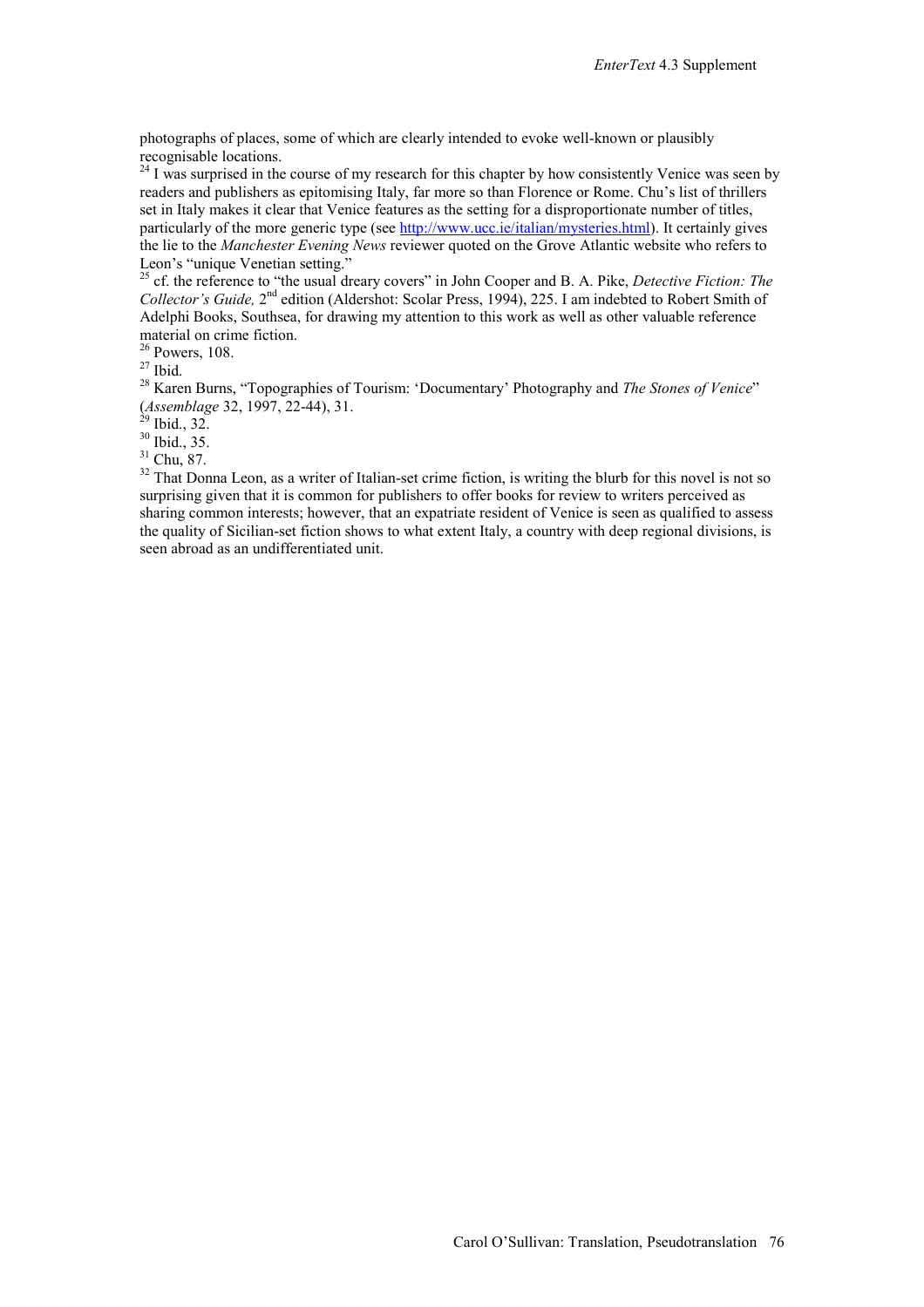photographs of places, some of which are clearly intended to evoke well-known or plausibly recognisable locations.

[24] I was surprised in the course of my research for this chapter by how consistently Venice was seen by readers and publishers as epitomising Italy, far more so than Florence or Rome. Chu's list of thrillers set in Italy makes it clear that Venice features as the setting for a disproportionate number of titles, particularly of the more generic type (see http://www.ucc.ie/italian/mysteries.html). It certainly gives the lie to the *Manchester Evening News* reviewer quoted on the Grove Atlantic website who refers to Leon's "unique Venetian setting."

[25] cf. the reference to "the usual dreary covers" in John Cooper and B. A. Pike, *Detective Fiction: The Collector's Guide,* 2nd edition (Aldershot: Scolar Press, 1994), 225. I am indebted to Robert Smith of Adelphi Books, Southsea, for drawing my attention to this work as well as other valuable reference material on crime fiction.

[26] Powers, 108.

[27] Ibid.

[28] Karen Burns, "Topographies of Tourism: 'Documentary' Photography and *The Stones of Venice*" (*Assemblage* 32, 1997, 22-44), 31.

[29] Ibid., 32.

[30] Ibid., 35.

[31] Chu, 87.

[32] That Donna Leon, as a writer of Italian-set crime fiction, is writing the blurb for this novel is not so surprising given that it is common for publishers to offer books for review to writers perceived as sharing common interests; however, that an expatriate resident of Venice is seen as qualified to assess the quality of Sicilian-set fiction shows to what extent Italy, a country with deep regional divisions, is seen abroad as an undifferentiated unit.